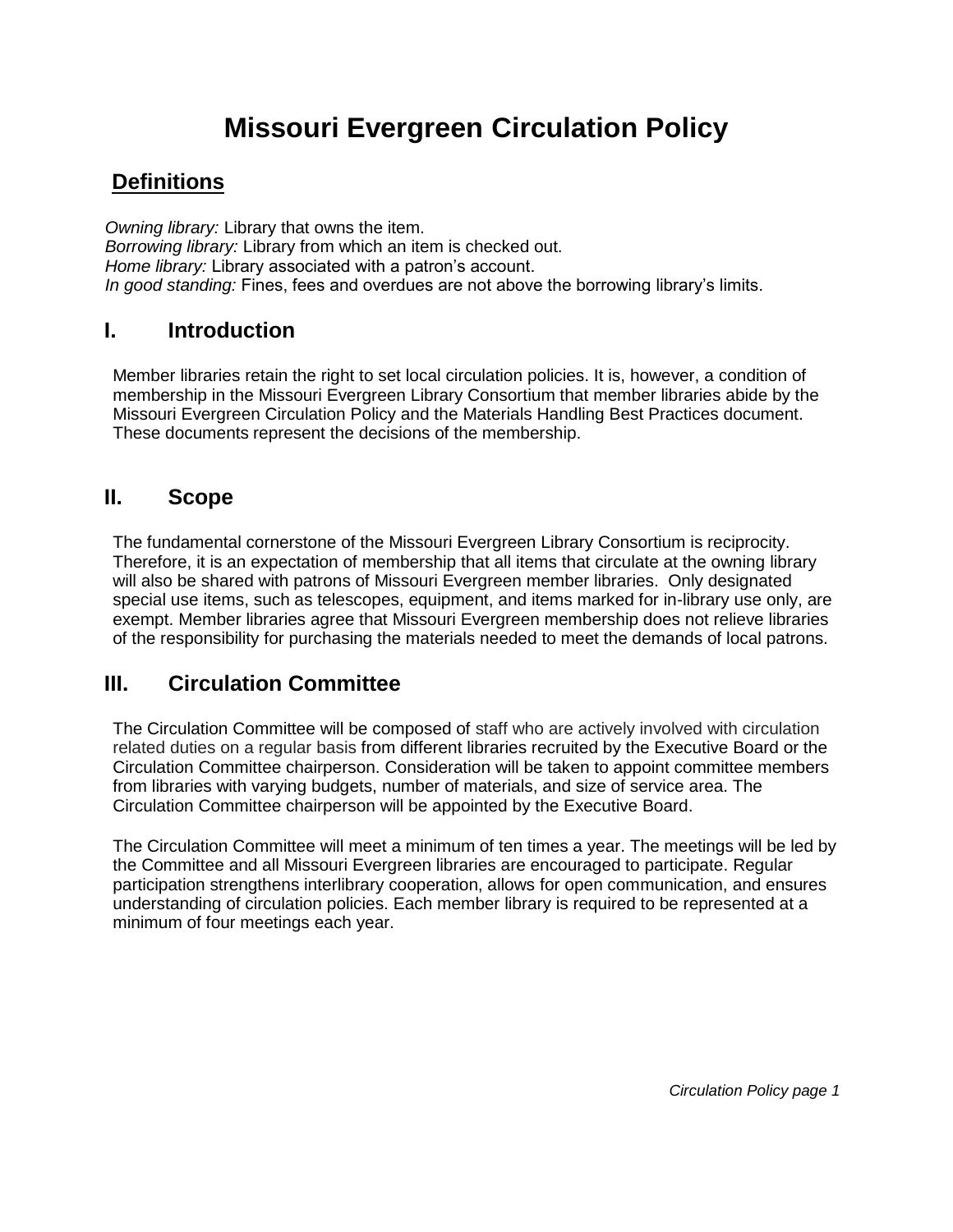# Missouri Evergreen Circulation Policy

## Definitions

*Owning library:* Library that owns the item.
*Borrowing library:* Library from which an item is checked out.
*Home library:* Library associated with a patron's account.
*In good standing:* Fines, fees and overdues are not above the borrowing library's limits.

## I. Introduction

Member libraries retain the right to set local circulation policies. It is, however, a condition of membership in the Missouri Evergreen Library Consortium that member libraries abide by the Missouri Evergreen Circulation Policy and the Materials Handling Best Practices document. These documents represent the decisions of the membership.

## II. Scope

The fundamental cornerstone of the Missouri Evergreen Library Consortium is reciprocity. Therefore, it is an expectation of membership that all items that circulate at the owning library will also be shared with patrons of Missouri Evergreen member libraries. Only designated special use items, such as telescopes, equipment, and items marked for in-library use only, are exempt. Member libraries agree that Missouri Evergreen membership does not relieve libraries of the responsibility for purchasing the materials needed to meet the demands of local patrons.

## III. Circulation Committee

The Circulation Committee will be composed of staff who are actively involved with circulation related duties on a regular basis from different libraries recruited by the Executive Board or the Circulation Committee chairperson. Consideration will be taken to appoint committee members from libraries with varying budgets, number of materials, and size of service area. The Circulation Committee chairperson will be appointed by the Executive Board.

The Circulation Committee will meet a minimum of ten times a year. The meetings will be led by the Committee and all Missouri Evergreen libraries are encouraged to participate. Regular participation strengthens interlibrary cooperation, allows for open communication, and ensures understanding of circulation policies. Each member library is required to be represented at a minimum of four meetings each year.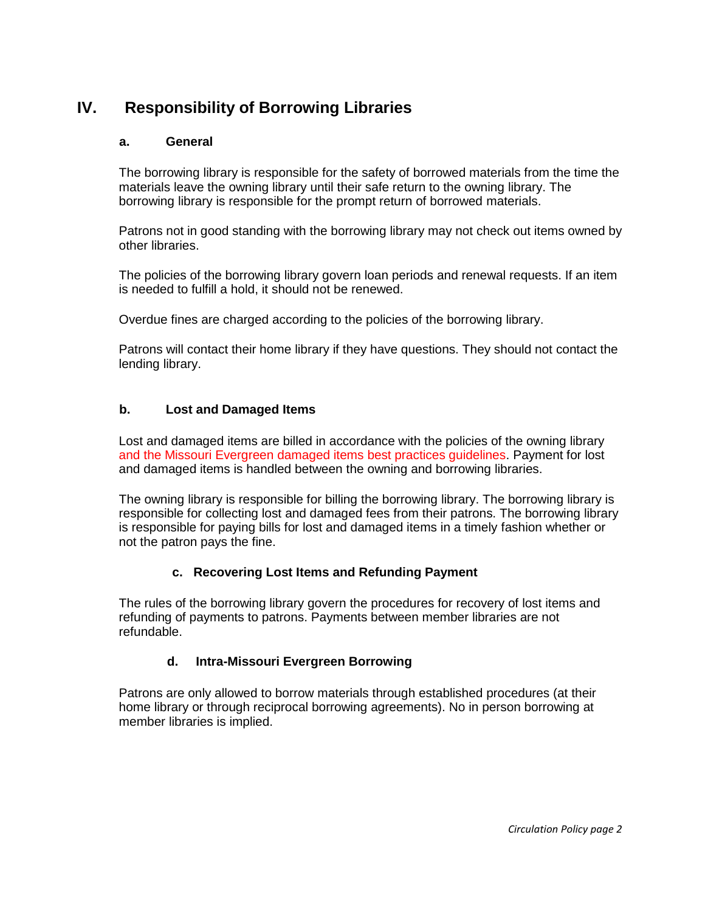## IV. Responsibility of Borrowing Libraries

### a. General

The borrowing library is responsible for the safety of borrowed materials from the time the materials leave the owning library until their safe return to the owning library. The borrowing library is responsible for the prompt return of borrowed materials.

Patrons not in good standing with the borrowing library may not check out items owned by other libraries.

The policies of the borrowing library govern loan periods and renewal requests. If an item is needed to fulfill a hold, it should not be renewed.

Overdue fines are charged according to the policies of the borrowing library.

Patrons will contact their home library if they have questions. They should not contact the lending library.

### b. Lost and Damaged Items

Lost and damaged items are billed in accordance with the policies of the owning library and the Missouri Evergreen damaged items best practices guidelines. Payment for lost and damaged items is handled between the owning and borrowing libraries.

The owning library is responsible for billing the borrowing library. The borrowing library is responsible for collecting lost and damaged fees from their patrons. The borrowing library is responsible for paying bills for lost and damaged items in a timely fashion whether or not the patron pays the fine.

### c. Recovering Lost Items and Refunding Payment

The rules of the borrowing library govern the procedures for recovery of lost items and refunding of payments to patrons. Payments between member libraries are not refundable.

### d. Intra-Missouri Evergreen Borrowing

Patrons are only allowed to borrow materials through established procedures (at their home library or through reciprocal borrowing agreements). No in person borrowing at member libraries is implied.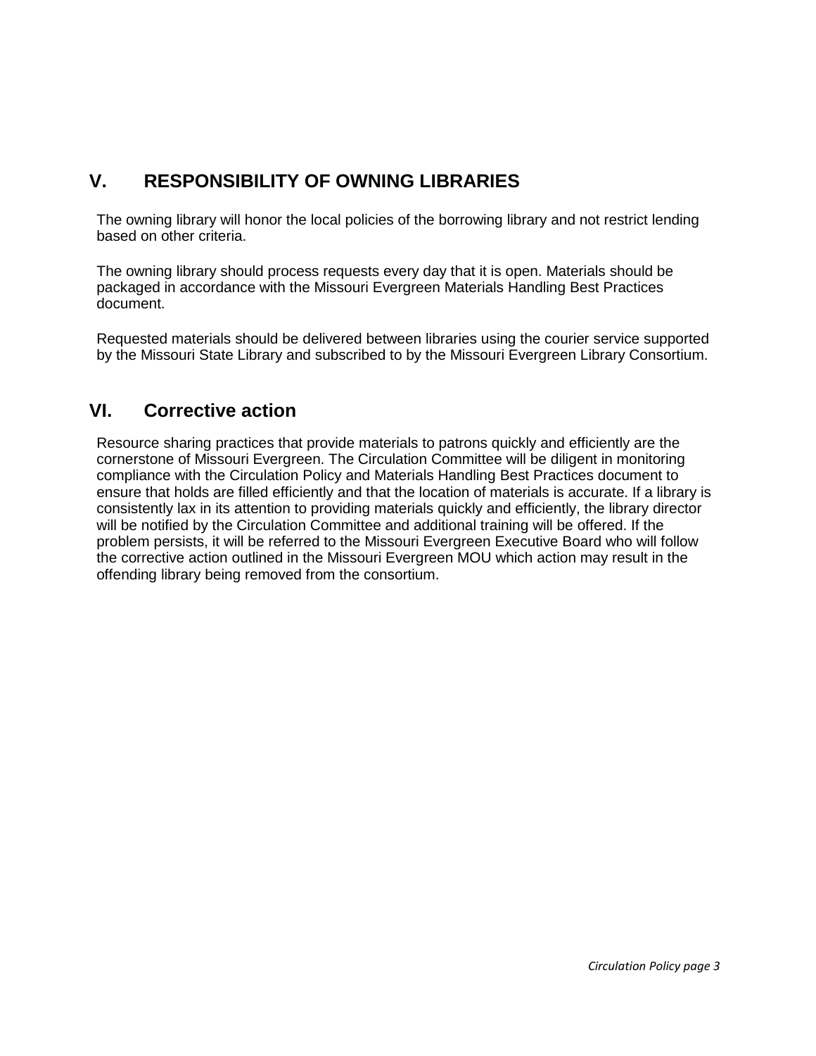## V. RESPONSIBILITY OF OWNING LIBRARIES

The owning library will honor the local policies of the borrowing library and not restrict lending based on other criteria.

The owning library should process requests every day that it is open. Materials should be packaged in accordance with the Missouri Evergreen Materials Handling Best Practices document.

Requested materials should be delivered between libraries using the courier service supported by the Missouri State Library and subscribed to by the Missouri Evergreen Library Consortium.

## VI. Corrective action

Resource sharing practices that provide materials to patrons quickly and efficiently are the cornerstone of Missouri Evergreen. The Circulation Committee will be diligent in monitoring compliance with the Circulation Policy and Materials Handling Best Practices document to ensure that holds are filled efficiently and that the location of materials is accurate. If a library is consistently lax in its attention to providing materials quickly and efficiently, the library director will be notified by the Circulation Committee and additional training will be offered. If the problem persists, it will be referred to the Missouri Evergreen Executive Board who will follow the corrective action outlined in the Missouri Evergreen MOU which action may result in the offending library being removed from the consortium.